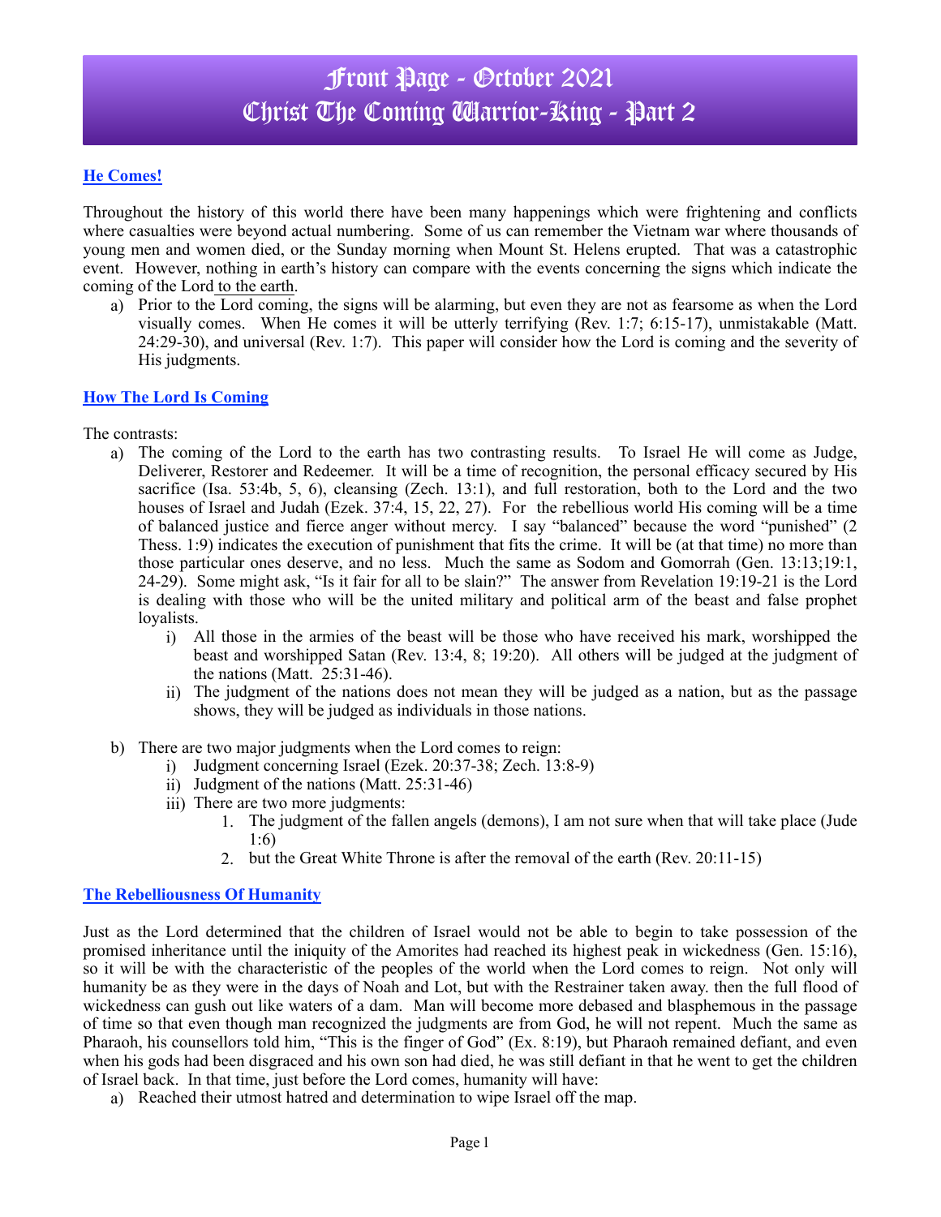# Front Page - October 2021
# Christ The Coming Warrior-King - Part 2

## He Comes!

Throughout the history of this world there have been many happenings which were frightening and conflicts where casualties were beyond actual numbering. Some of us can remember the Vietnam war where thousands of young men and women died, or the Sunday morning when Mount St. Helens erupted. That was a catastrophic event. However, nothing in earth's history can compare with the events concerning the signs which indicate the coming of the Lord to the earth.

a) Prior to the Lord coming, the signs will be alarming, but even they are not as fearsome as when the Lord visually comes. When He comes it will be utterly terrifying (Rev. 1:7; 6:15-17), unmistakable (Matt. 24:29-30), and universal (Rev. 1:7). This paper will consider how the Lord is coming and the severity of His judgments.

## How The Lord Is Coming

The contrasts:

a) The coming of the Lord to the earth has two contrasting results. To Israel He will come as Judge, Deliverer, Restorer and Redeemer. It will be a time of recognition, the personal efficacy secured by His sacrifice (Isa. 53:4b, 5, 6), cleansing (Zech. 13:1), and full restoration, both to the Lord and the two houses of Israel and Judah (Ezek. 37:4, 15, 22, 27). For the rebellious world His coming will be a time of balanced justice and fierce anger without mercy. I say "balanced" because the word "punished" (2 Thess. 1:9) indicates the execution of punishment that fits the crime. It will be (at that time) no more than those particular ones deserve, and no less. Much the same as Sodom and Gomorrah (Gen. 13:13;19:1, 24-29). Some might ask, "Is it fair for all to be slain?" The answer from Revelation 19:19-21 is the Lord is dealing with those who will be the united military and political arm of the beast and false prophet loyalists.
   i) All those in the armies of the beast will be those who have received his mark, worshipped the beast and worshipped Satan (Rev. 13:4, 8; 19:20). All others will be judged at the judgment of the nations (Matt. 25:31-46).
   ii) The judgment of the nations does not mean they will be judged as a nation, but as the passage shows, they will be judged as individuals in those nations.

b) There are two major judgments when the Lord comes to reign:
   i) Judgment concerning Israel (Ezek. 20:37-38; Zech. 13:8-9)
   ii) Judgment of the nations (Matt. 25:31-46)
   iii) There are two more judgments:
      1. The judgment of the fallen angels (demons), I am not sure when that will take place (Jude 1:6)
      2. but the Great White Throne is after the removal of the earth (Rev. 20:11-15)

## The Rebelliousness Of Humanity

Just as the Lord determined that the children of Israel would not be able to begin to take possession of the promised inheritance until the iniquity of the Amorites had reached its highest peak in wickedness (Gen. 15:16), so it will be with the characteristic of the peoples of the world when the Lord comes to reign. Not only will humanity be as they were in the days of Noah and Lot, but with the Restrainer taken away. then the full flood of wickedness can gush out like waters of a dam. Man will become more debased and blasphemous in the passage of time so that even though man recognized the judgments are from God, he will not repent. Much the same as Pharaoh, his counsellors told him, "This is the finger of God" (Ex. 8:19), but Pharaoh remained defiant, and even when his gods had been disgraced and his own son had died, he was still defiant in that he went to get the children of Israel back. In that time, just before the Lord comes, humanity will have:

a) Reached their utmost hatred and determination to wipe Israel off the map.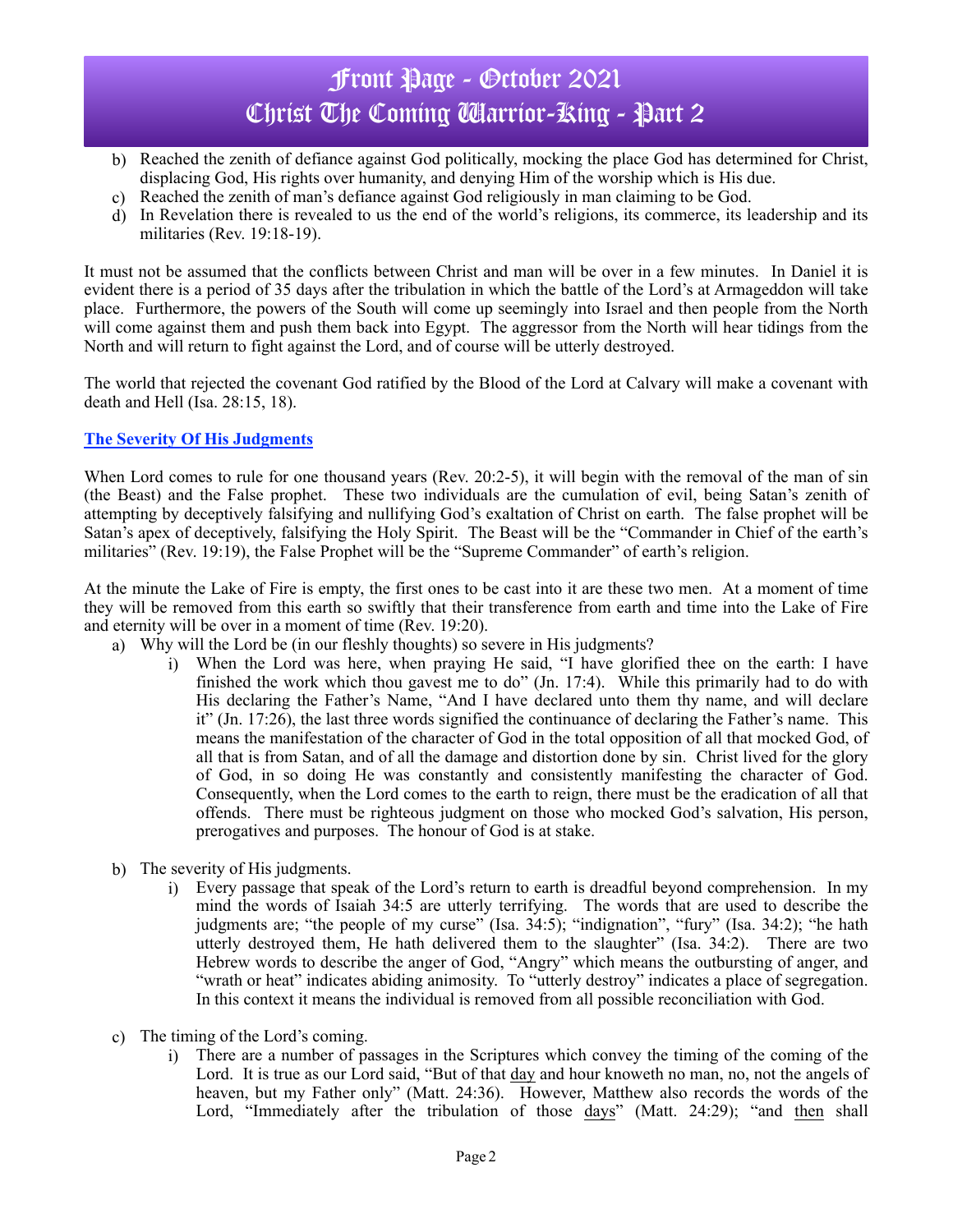b) Reached the zenith of defiance against God politically, mocking the place God has determined for Christ, displacing God, His rights over humanity, and denying Him of the worship which is His due.
c) Reached the zenith of man's defiance against God religiously in man claiming to be God.
d) In Revelation there is revealed to us the end of the world's religions, its commerce, its leadership and its militaries (Rev. 19:18-19).

It must not be assumed that the conflicts between Christ and man will be over in a few minutes. In Daniel it is evident there is a period of 35 days after the tribulation in which the battle of the Lord's at Armageddon will take place. Furthermore, the powers of the South will come up seemingly into Israel and then people from the North will come against them and push them back into Egypt. The aggressor from the North will hear tidings from the North and will return to fight against the Lord, and of course will be utterly destroyed.

The world that rejected the covenant God ratified by the Blood of the Lord at Calvary will make a covenant with death and Hell (Isa. 28:15, 18).

## The Severity Of His Judgments

When Lord comes to rule for one thousand years (Rev. 20:2-5), it will begin with the removal of the man of sin (the Beast) and the False prophet. These two individuals are the cumulation of evil, being Satan's zenith of attempting by deceptively falsifying and nullifying God's exaltation of Christ on earth. The false prophet will be Satan's apex of deceptively, falsifying the Holy Spirit. The Beast will be the "Commander in Chief of the earth's militaries" (Rev. 19:19), the False Prophet will be the "Supreme Commander" of earth's religion.

At the minute the Lake of Fire is empty, the first ones to be cast into it are these two men. At a moment of time they will be removed from this earth so swiftly that their transference from earth and time into the Lake of Fire and eternity will be over in a moment of time (Rev. 19:20).

a) Why will the Lord be (in our fleshly thoughts) so severe in His judgments?
   i) When the Lord was here, when praying He said, "I have glorified thee on the earth: I have finished the work which thou gavest me to do" (Jn. 17:4). While this primarily had to do with His declaring the Father's Name, "And I have declared unto them thy name, and will declare it" (Jn. 17:26), the last three words signified the continuance of declaring the Father's name. This means the manifestation of the character of God in the total opposition of all that mocked God, of all that is from Satan, and of all the damage and distortion done by sin. Christ lived for the glory of God, in so doing He was constantly and consistently manifesting the character of God. Consequently, when the Lord comes to the earth to reign, there must be the eradication of all that offends. There must be righteous judgment on those who mocked God's salvation, His person, prerogatives and purposes. The honour of God is at stake.

b) The severity of His judgments.
   i) Every passage that speak of the Lord's return to earth is dreadful beyond comprehension. In my mind the words of Isaiah 34:5 are utterly terrifying. The words that are used to describe the judgments are; "the people of my curse" (Isa. 34:5); "indignation", "fury" (Isa. 34:2); "he hath utterly destroyed them, He hath delivered them to the slaughter" (Isa. 34:2). There are two Hebrew words to describe the anger of God, "Angry" which means the outbursting of anger, and "wrath or heat" indicates abiding animosity. To "utterly destroy" indicates a place of segregation. In this context it means the individual is removed from all possible reconciliation with God.

c) The timing of the Lord's coming.
   i) There are a number of passages in the Scriptures which convey the timing of the coming of the Lord. It is true as our Lord said, "But of that <u>day</u> and hour knoweth no man, no, not the angels of heaven, but my Father only" (Matt. 24:36). However, Matthew also records the words of the Lord, "Immediately after the tribulation of those <u>days</u>" (Matt. 24:29); "and <u>then</u> shall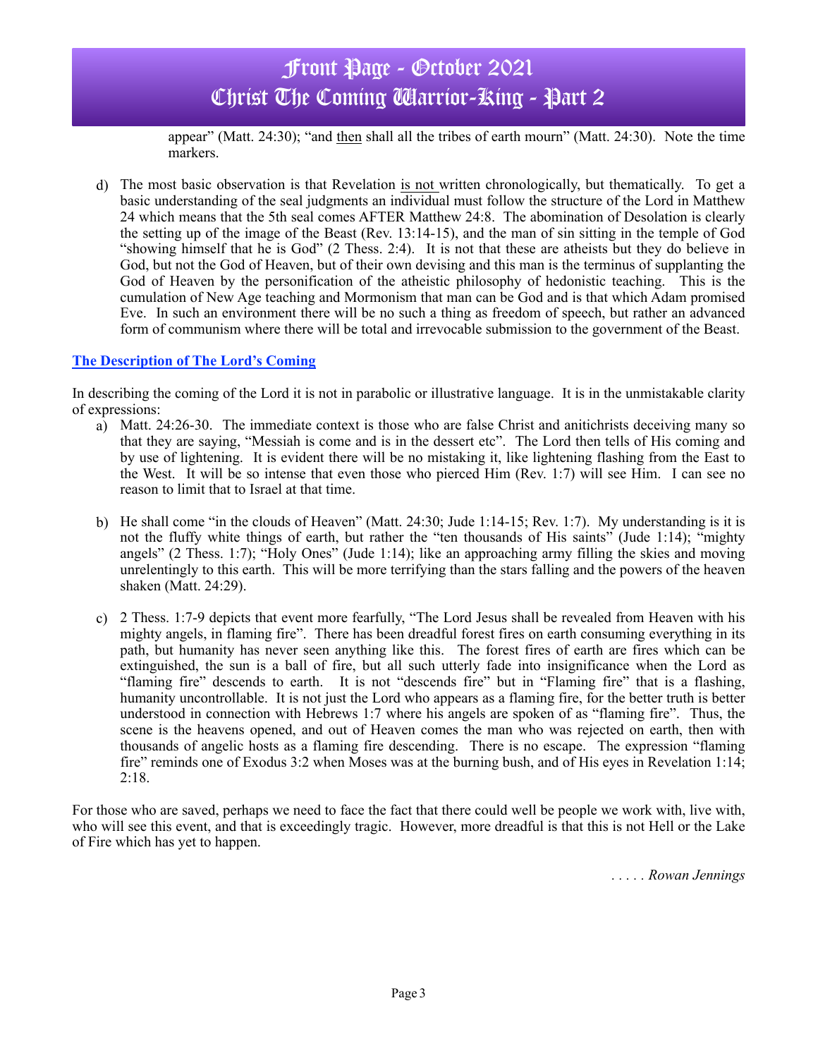appear" (Matt. 24:30); "and then shall all the tribes of earth mourn" (Matt. 24:30). Note the time markers.

d) The most basic observation is that Revelation is not written chronologically, but thematically. To get a basic understanding of the seal judgments an individual must follow the structure of the Lord in Matthew 24 which means that the 5th seal comes AFTER Matthew 24:8. The abomination of Desolation is clearly the setting up of the image of the Beast (Rev. 13:14-15), and the man of sin sitting in the temple of God "showing himself that he is God" (2 Thess. 2:4). It is not that these are atheists but they do believe in God, but not the God of Heaven, but of their own devising and this man is the terminus of supplanting the God of Heaven by the personification of the atheistic philosophy of hedonistic teaching. This is the cumulation of New Age teaching and Mormonism that man can be God and is that which Adam promised Eve. In such an environment there will be no such a thing as freedom of speech, but rather an advanced form of communism where there will be total and irrevocable submission to the government of the Beast.

## The Description of The Lord's Coming

In describing the coming of the Lord it is not in parabolic or illustrative language. It is in the unmistakable clarity of expressions:

a) Matt. 24:26-30. The immediate context is those who are false Christ and anitichrists deceiving many so that they are saying, "Messiah is come and is in the dessert etc". The Lord then tells of His coming and by use of lightening. It is evident there will be no mistaking it, like lightening flashing from the East to the West. It will be so intense that even those who pierced Him (Rev. 1:7) will see Him. I can see no reason to limit that to Israel at that time.

b) He shall come "in the clouds of Heaven" (Matt. 24:30; Jude 1:14-15; Rev. 1:7). My understanding is it is not the fluffy white things of earth, but rather the "ten thousands of His saints" (Jude 1:14); "mighty angels" (2 Thess. 1:7); "Holy Ones" (Jude 1:14); like an approaching army filling the skies and moving unrelentingly to this earth. This will be more terrifying than the stars falling and the powers of the heaven shaken (Matt. 24:29).

c) 2 Thess. 1:7-9 depicts that event more fearfully, "The Lord Jesus shall be revealed from Heaven with his mighty angels, in flaming fire". There has been dreadful forest fires on earth consuming everything in its path, but humanity has never seen anything like this. The forest fires of earth are fires which can be extinguished, the sun is a ball of fire, but all such utterly fade into insignificance when the Lord as "flaming fire" descends to earth. It is not "descends fire" but in "Flaming fire" that is a flashing, humanity uncontrollable. It is not just the Lord who appears as a flaming fire, for the better truth is better understood in connection with Hebrews 1:7 where his angels are spoken of as "flaming fire". Thus, the scene is the heavens opened, and out of Heaven comes the man who was rejected on earth, then with thousands of angelic hosts as a flaming fire descending. There is no escape. The expression "flaming fire" reminds one of Exodus 3:2 when Moses was at the burning bush, and of His eyes in Revelation 1:14; 2:18.

For those who are saved, perhaps we need to face the fact that there could well be people we work with, live with, who will see this event, and that is exceedingly tragic. However, more dreadful is that this is not Hell or the Lake of Fire which has yet to happen.

. . . . . *Rowan Jennings*